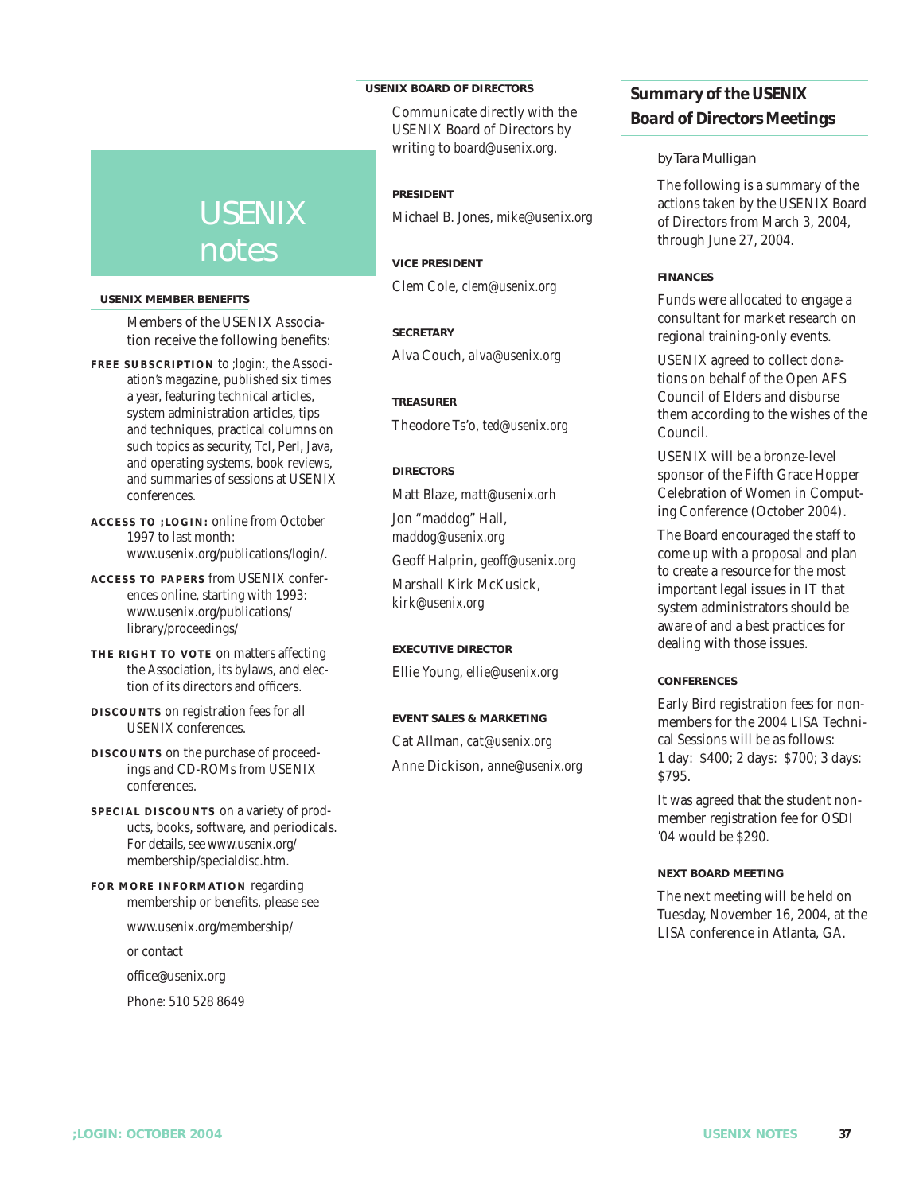# USENIX notes

### USENIX MEMBER BENEFITS

Members of the USENIX Association receive the following benefits:

**FREE SUBSCRIPTION** to *;login:*, the Association's magazine, published six times a year, featuring technical articles, system administration articles, tips and techniques, practical columns on such topics as security, Tcl, Perl, Java, and operating systems, book reviews, and summaries of sessions at USENIX conferences.

**ACCESS TO ;LOGIN:** online from October 1997 to last month: www.usenix.org/publications/login/.

**ACCESS TO PAPERS** from USENIX conferences online, starting with 1993: www.usenix.org/publications/library/proceedings/

**THE RIGHT TO VOTE** on matters affecting the Association, its bylaws, and election of its directors and officers.

**DISCOUNTS** on registration fees for all USENIX conferences.

**DISCOUNTS** on the purchase of proceedings and CD-ROMs from USENIX conferences.

**SPECIAL DISCOUNTS** on a variety of products, books, software, and periodicals. For details, see www.usenix.org/membership/specialdisc.htm.

**FOR MORE INFORMATION** regarding membership or benefits, please see

www.usenix.org/membership/

or contact

office@usenix.org

Phone: 510 528 8649

### USENIX BOARD OF DIRECTORS

Communicate directly with the USENIX Board of Directors by writing to *board@usenix.org*.

**PRESIDENT**

Michael B. Jones, *mike@usenix.org*

**VICE PRESIDENT**

Clem Cole, *clem@usenix.org*

**SECRETARY**

Alva Couch, *alva@usenix.org*

**TREASURER**

Theodore Ts'o, *ted@usenix.org*

**DIRECTORS**

Matt Blaze, *matt@usenix.orh*

Jon "maddog" Hall, *maddog@usenix.org*

Geoff Halprin, *geoff@usenix.org*

Marshall Kirk McKusick, *kirk@usenix.org*

**EXECUTIVE DIRECTOR**

Ellie Young, *ellie@usenix.org*

**EVENT SALES & MARKETING**

Cat Allman, *cat@usenix.org*

Anne Dickison, *anne@usenix.org*

## Summary of the USENIX Board of Directors Meetings

by Tara Mulligan

The following is a summary of the actions taken by the USENIX Board of Directors from March 3, 2004, through June 27, 2004.

### FINANCES

Funds were allocated to engage a consultant for market research on regional training-only events.

USENIX agreed to collect donations on behalf of the Open AFS Council of Elders and disburse them according to the wishes of the Council.

USENIX will be a bronze-level sponsor of the Fifth Grace Hopper Celebration of Women in Computing Conference (October 2004).

The Board encouraged the staff to come up with a proposal and plan to create a resource for the most important legal issues in IT that system administrators should be aware of and a best practices for dealing with those issues.

### CONFERENCES

Early Bird registration fees for nonmembers for the 2004 LISA Technical Sessions will be as follows: 1 day: $400; 2 days: $700; 3 days: $795.

It was agreed that the student nonmember registration fee for OSDI '04 would be $290.

### NEXT BOARD MEETING

The next meeting will be held on Tuesday, November 16, 2004, at the LISA conference in Atlanta, GA.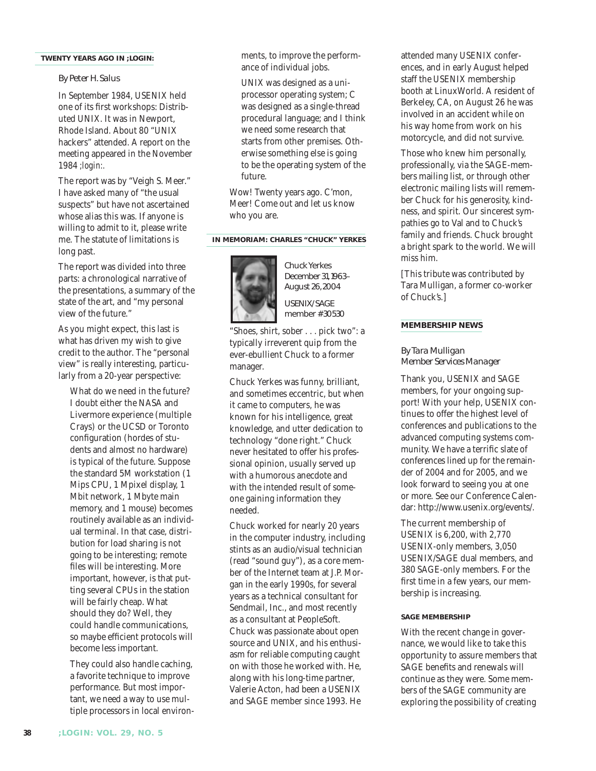## TWENTY YEARS AGO IN ;LOGIN:

*By Peter H. Salus*

In September 1984, USENIX held one of its first workshops: Distributed UNIX. It was in Newport, Rhode Island. About 80 "UNIX hackers" attended. A report on the meeting appeared in the November 1984 *;login:*.

The report was by "Veigh S. Meer." I have asked many of "the usual suspects" but have not ascertained whose alias this was. If anyone is willing to admit to it, please write me. The statute of limitations is long past.

The report was divided into three parts: a chronological narrative of the presentations, a summary of the state of the art, and "my personal view of the future."

As you might expect, this last is what has driven my wish to give credit to the author. The "personal view" is really interesting, particularly from a 20-year perspective:

> What do we need in the future? I doubt either the NASA and Livermore experience (multiple Crays) or the UCSD or Toronto configuration (hordes of students and almost no hardware) is typical of the future. Suppose the standard 5M workstation (1 Mips CPU, 1 Mpixel display, 1 Mbit network, 1 Mbyte main memory, and 1 mouse) becomes routinely available as an individual terminal. In that case, distribution for load sharing is not going to be interesting; remote files will be interesting. More important, however, is that putting several CPUs in the station will be fairly cheap. What should they do? Well, they could handle communications, so maybe efficient protocols will become less important.
>
> They could also handle caching, a favorite technique to improve performance. But most important, we need a way to use multiple processors in local environments, to improve the performance of individual jobs.
>
> UNIX was designed as a uniprocessor operating system; C was designed as a single-thread procedural language; and I think we need some research that starts from other premises. Otherwise something else is going to be the operating system of the future.

Wow! Twenty years ago. C'mon, Meer! Come out and let us know who you are.

## IN MEMORIAM: CHARLES "CHUCK" YERKES

Chuck Yerkes
December 31, 1963–August 26, 2004

USENIX/SAGE member #30530

"Shoes, shirt, sober . . . pick two": a typically irreverent quip from the ever-ebullient Chuck to a former manager.

Chuck Yerkes was funny, brilliant, and sometimes eccentric, but when it came to computers, he was known for his intelligence, great knowledge, and utter dedication to technology "done right." Chuck never hesitated to offer his professional opinion, usually served up with a humorous anecdote and with the intended result of someone gaining information they needed.

Chuck worked for nearly 20 years in the computer industry, including stints as an audio/visual technician (read "sound guy"), as a core member of the Internet team at J.P. Morgan in the early 1990s, for several years as a technical consultant for Sendmail, Inc., and most recently as a consultant at PeopleSoft. Chuck was passionate about open source and UNIX, and his enthusiasm for reliable computing caught on with those he worked with. He, along with his long-time partner, Valerie Acton, had been a USENIX and SAGE member since 1993. He attended many USENIX conferences, and in early August helped staff the USENIX membership booth at LinuxWorld. A resident of Berkeley, CA, on August 26 he was involved in an accident while on his way home from work on his motorcycle, and did not survive.

Those who knew him personally, professionally, via the SAGE-members mailing list, or through other electronic mailing lists will remember Chuck for his generosity, kindness, and spirit. Our sincerest sympathies go to Val and to Chuck's family and friends. Chuck brought a bright spark to the world. We will miss him.

[This tribute was contributed by Tara Mulligan, a former co-worker of Chuck's.]

## MEMBERSHIP NEWS

*By Tara Mulligan*
*Member Services Manager*

Thank you, USENIX and SAGE members, for your ongoing support! With your help, USENIX continues to offer the highest level of conferences and publications to the advanced computing systems community. We have a terrific slate of conferences lined up for the remainder of 2004 and for 2005, and we look forward to seeing you at one or more. See our Conference Calendar: http://www.usenix.org/events/.

The current membership of USENIX is 6,200, with 2,770 USENIX-only members, 3,050 USENIX/SAGE dual members, and 380 SAGE-only members. For the first time in a few years, our membership is increasing.

### SAGE MEMBERSHIP

With the recent change in governance, we would like to take this opportunity to assure members that SAGE benefits and renewals will continue as they were. Some members of the SAGE community are exploring the possibility of creating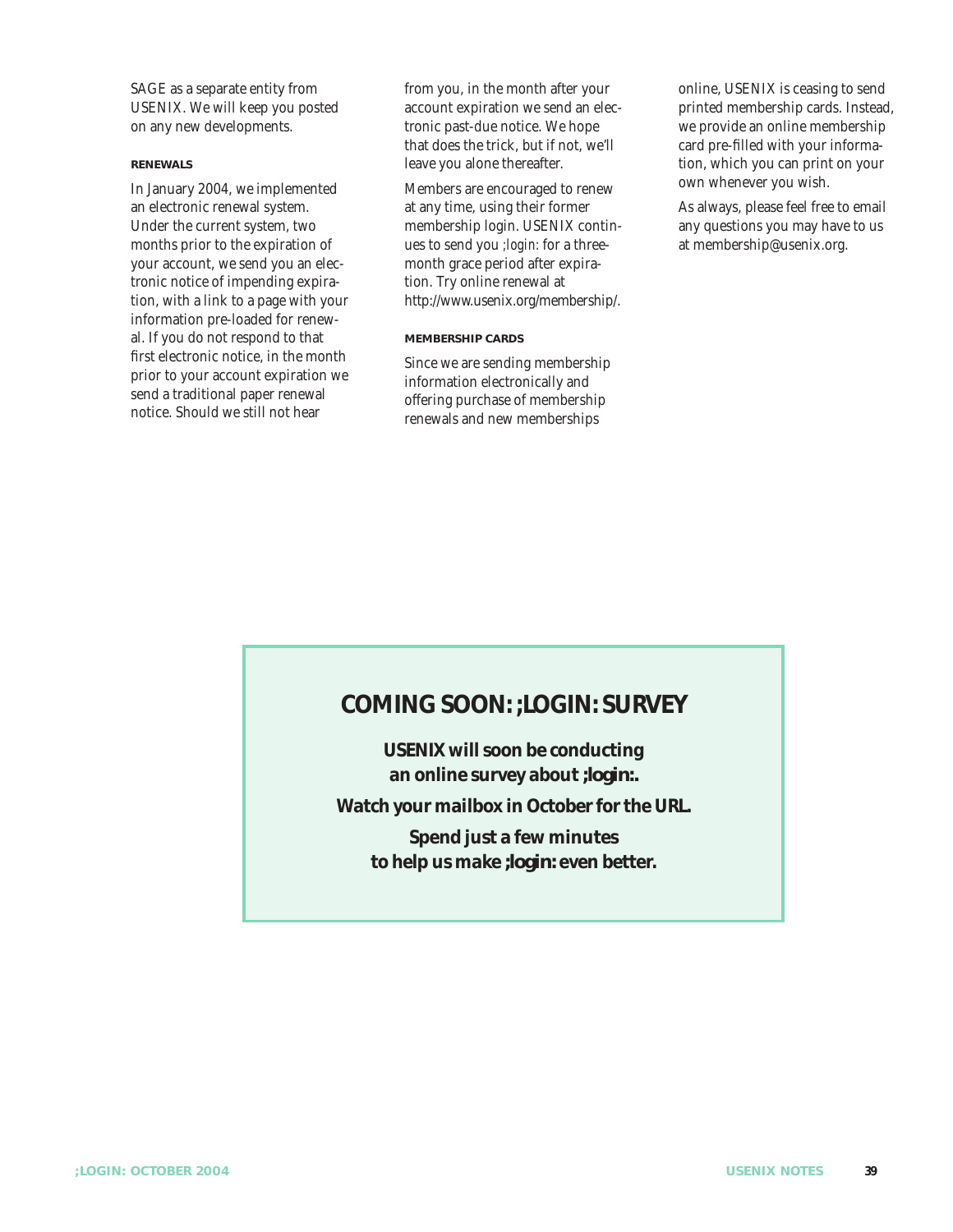SAGE as a separate entity from USENIX. We will keep you posted on any new developments.

### RENEWALS

In January 2004, we implemented an electronic renewal system. Under the current system, two months prior to the expiration of your account, we send you an electronic notice of impending expiration, with a link to a page with your information pre-loaded for renewal. If you do not respond to that first electronic notice, in the month prior to your account expiration we send a traditional paper renewal notice. Should we still not hear from you, in the month after your account expiration we send an electronic past-due notice. We hope that does the trick, but if not, we'll leave you alone thereafter.

Members are encouraged to renew at any time, using their former membership login. USENIX continues to send you *;login:* for a three-month grace period after expiration. Try online renewal at http://www.usenix.org/membership/.

### MEMBERSHIP CARDS

Since we are sending membership information electronically and offering purchase of membership renewals and new memberships online, USENIX is ceasing to send printed membership cards. Instead, we provide an online membership card pre-filled with your information, which you can print on your own whenever you wish.

As always, please feel free to email any questions you may have to us at membership@usenix.org.

## COMING SOON: ;LOGIN: SURVEY

**USENIX will soon be conducting an online survey about ;login:.**

**Watch your mailbox in October for the URL.**

**Spend just a few minutes to help us make ;login: even better.**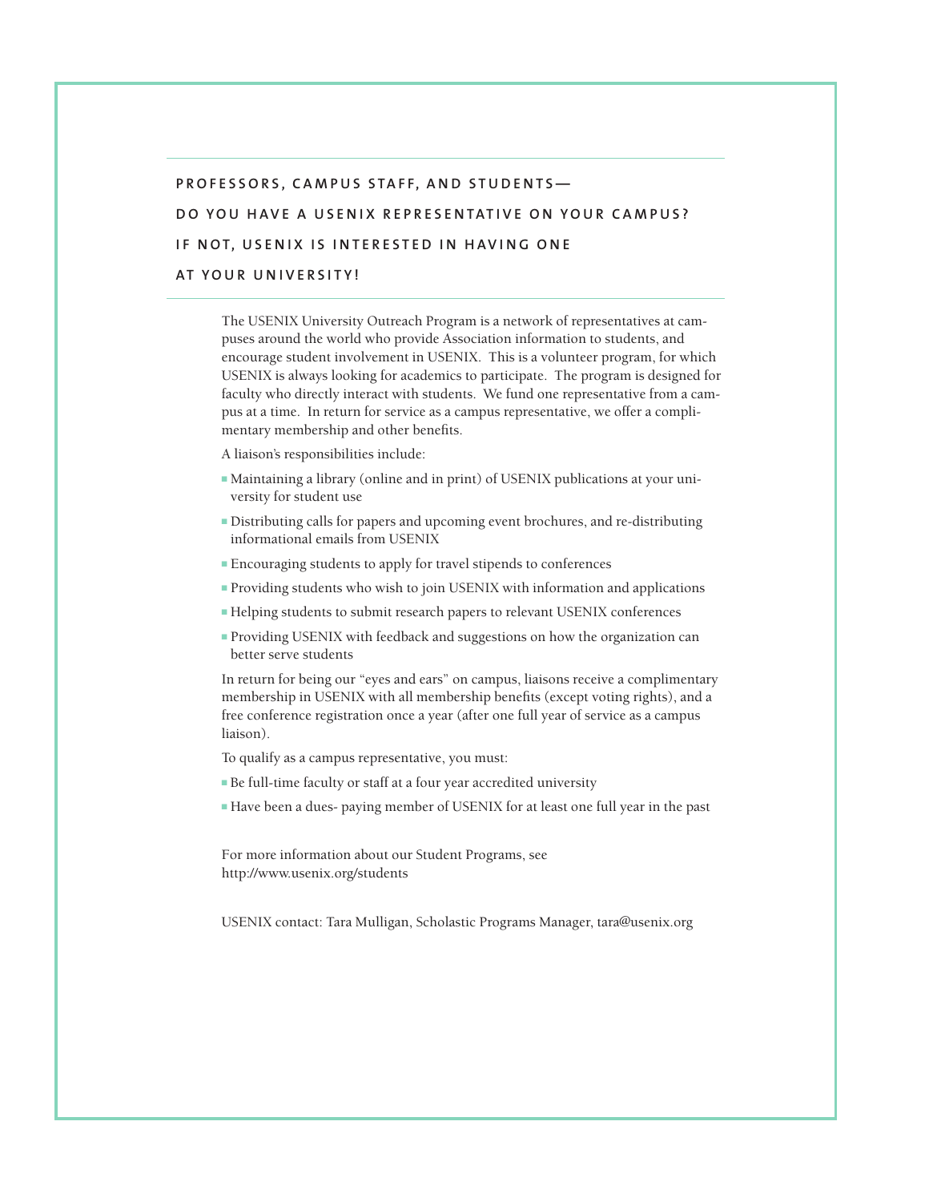## PROFESSORS, CAMPUS STAFF, AND STUDENTS— DO YOU HAVE A USENIX REPRESENTATIVE ON YOUR CAMPUS? IF NOT, USENIX IS INTERESTED IN HAVING ONE AT YOUR UNIVERSITY!

The USENIX University Outreach Program is a network of representatives at campuses around the world who provide Association information to students, and encourage student involvement in USENIX. This is a volunteer program, for which USENIX is always looking for academics to participate. The program is designed for faculty who directly interact with students. We fund one representative from a campus at a time. In return for service as a campus representative, we offer a complimentary membership and other benefits.

A liaison's responsibilities include:

- Maintaining a library (online and in print) of USENIX publications at your university for student use
- Distributing calls for papers and upcoming event brochures, and re-distributing informational emails from USENIX
- Encouraging students to apply for travel stipends to conferences
- Providing students who wish to join USENIX with information and applications
- Helping students to submit research papers to relevant USENIX conferences
- Providing USENIX with feedback and suggestions on how the organization can better serve students

In return for being our "eyes and ears" on campus, liaisons receive a complimentary membership in USENIX with all membership benefits (except voting rights), and a free conference registration once a year (after one full year of service as a campus liaison).

To qualify as a campus representative, you must:

- Be full-time faculty or staff at a four year accredited university
- Have been a dues- paying member of USENIX for at least one full year in the past

For more information about our Student Programs, see http://www.usenix.org/students

USENIX contact: Tara Mulligan, Scholastic Programs Manager, tara@usenix.org